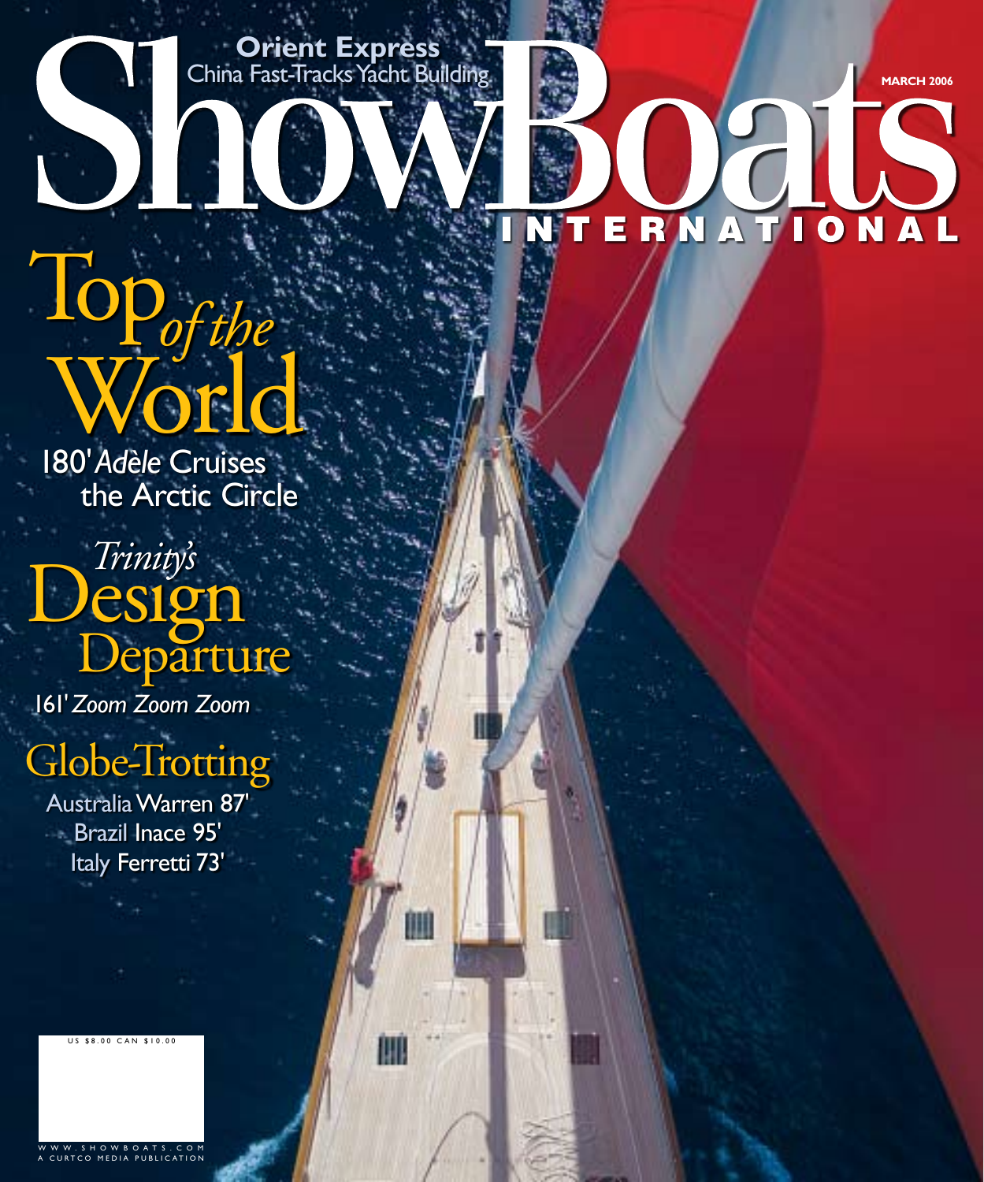**Orient Express**
China Fast-Tracks Yacht Building

# ShowBoats INTERNATIONAL

MARCH 2006

## Top *of the* World

180' *Adèle* Cruises the Arctic Circle

## *Trinity's* Design Departure

161' *Zoom Zoom Zoom*

## Globe-Trotting

Australia Warren 87'
Brazil Inace 95'
Italy Ferretti 73'

US $8.00 CAN $10.00

WWW.SHOWBOATS.COM
A CURTCO MEDIA PUBLICATION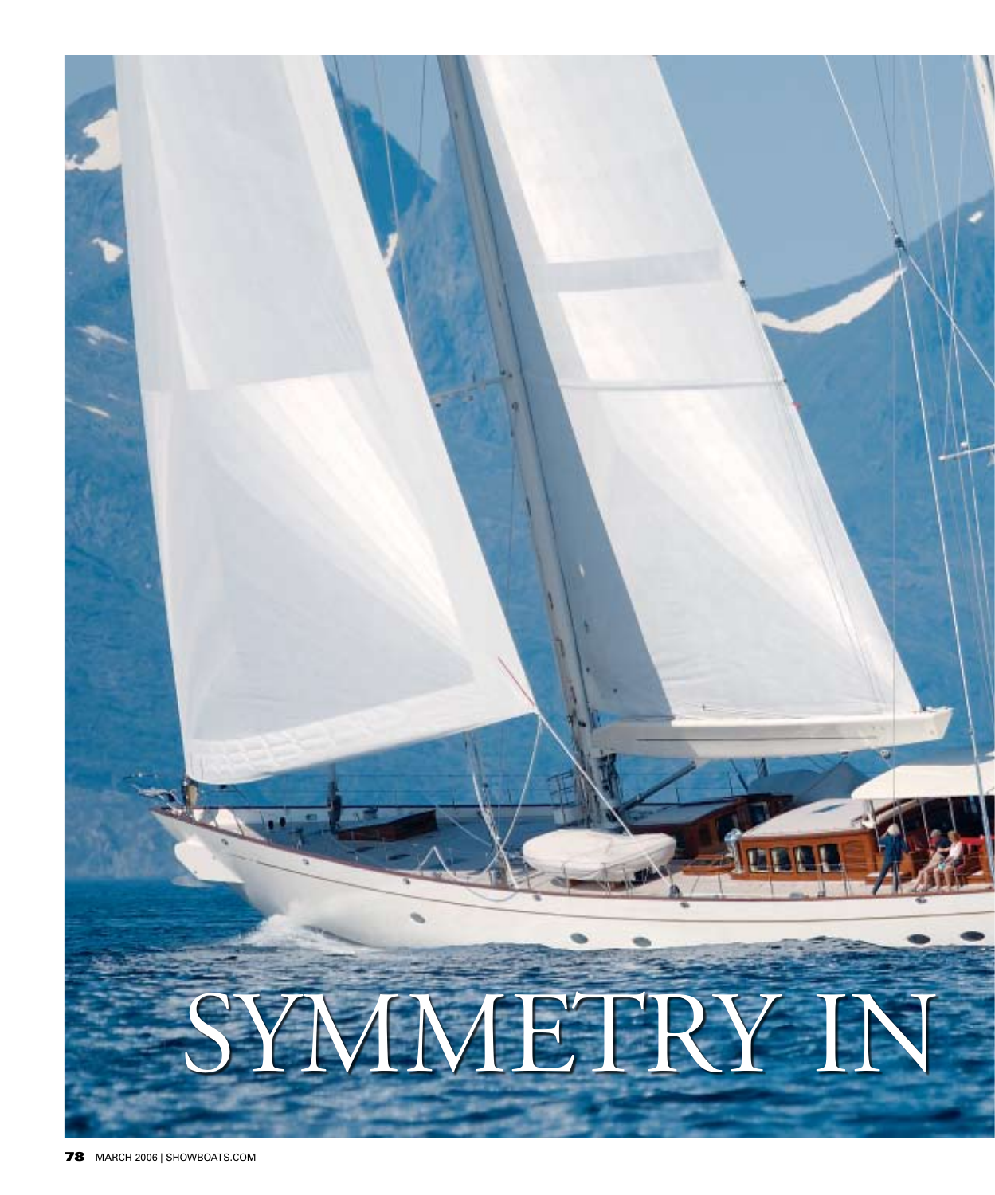# SYMMETRY IN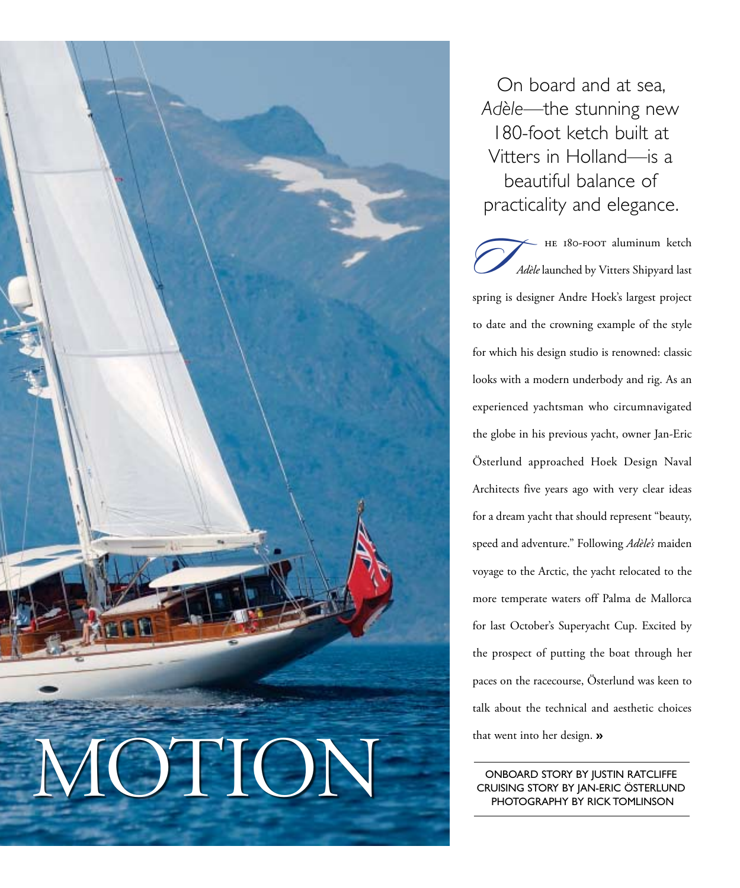# MOTION

On board and at sea, *Adèle*—the stunning new 180-foot ketch built at Vitters in Holland—is a beautiful balance of practicality and elegance.

The 180-foot aluminum ketch *Adèle* launched by Vitters Shipyard last spring is designer Andre Hoek's largest project to date and the crowning example of the style for which his design studio is renowned: classic looks with a modern underbody and rig. As an experienced yachtsman who circumnavigated the globe in his previous yacht, owner Jan-Eric Österlund approached Hoek Design Naval Architects five years ago with very clear ideas for a dream yacht that should represent "beauty, speed and adventure." Following *Adèle's* maiden voyage to the Arctic, the yacht relocated to the more temperate waters off Palma de Mallorca for last October's Superyacht Cup. Excited by the prospect of putting the boat through her paces on the racecourse, Österlund was keen to talk about the technical and aesthetic choices that went into her design. »

ONBOARD STORY BY JUSTIN RATCLIFFE
CRUISING STORY BY JAN-ERIC ÖSTERLUND
PHOTOGRAPHY BY RICK TOMLINSON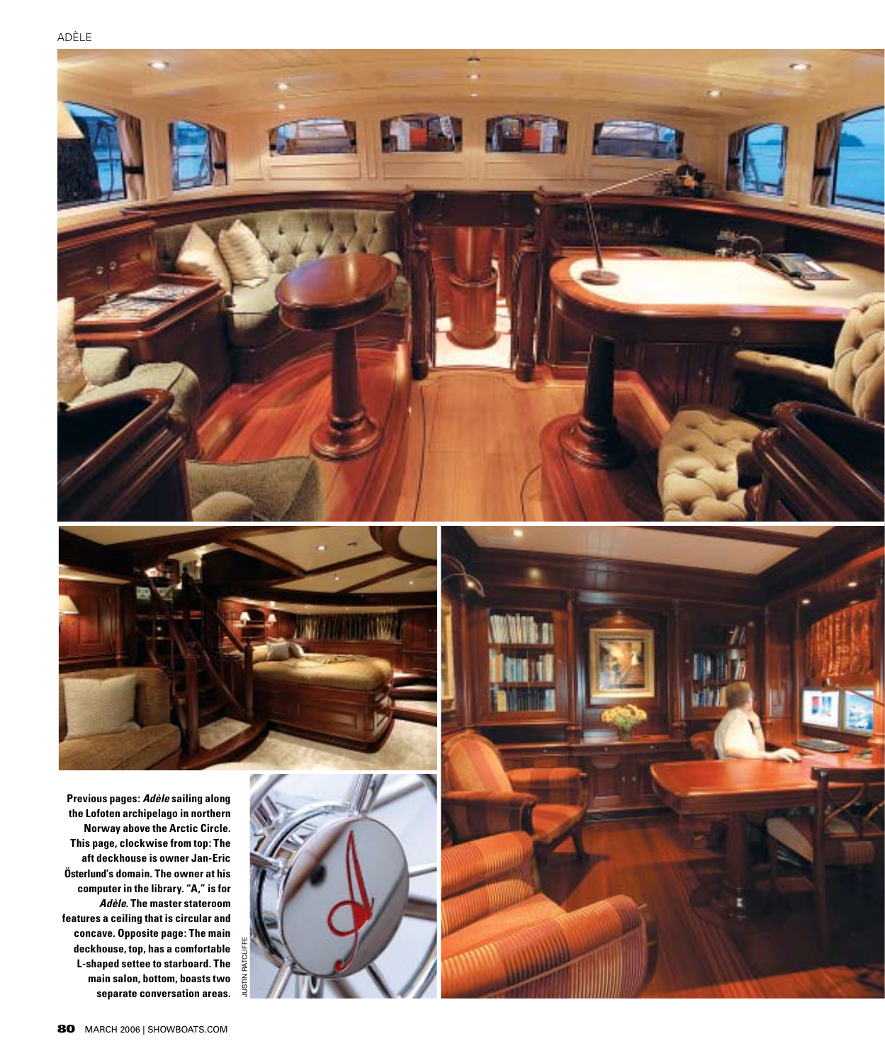**Previous pages: *Adèle* sailing along the Lofoten archipelago in northern Norway above the Arctic Circle. This page, clockwise from top: The aft deckhouse is owner Jan-Eric Österlund's domain. The owner at his computer in the library. "A," is for *Adèle*. The master stateroom features a ceiling that is circular and concave. Opposite page: The main deckhouse, top, has a comfortable L-shaped settee to starboard. The main salon, bottom, boasts two separate conversation areas.**

JUSTIN RATCLIFFE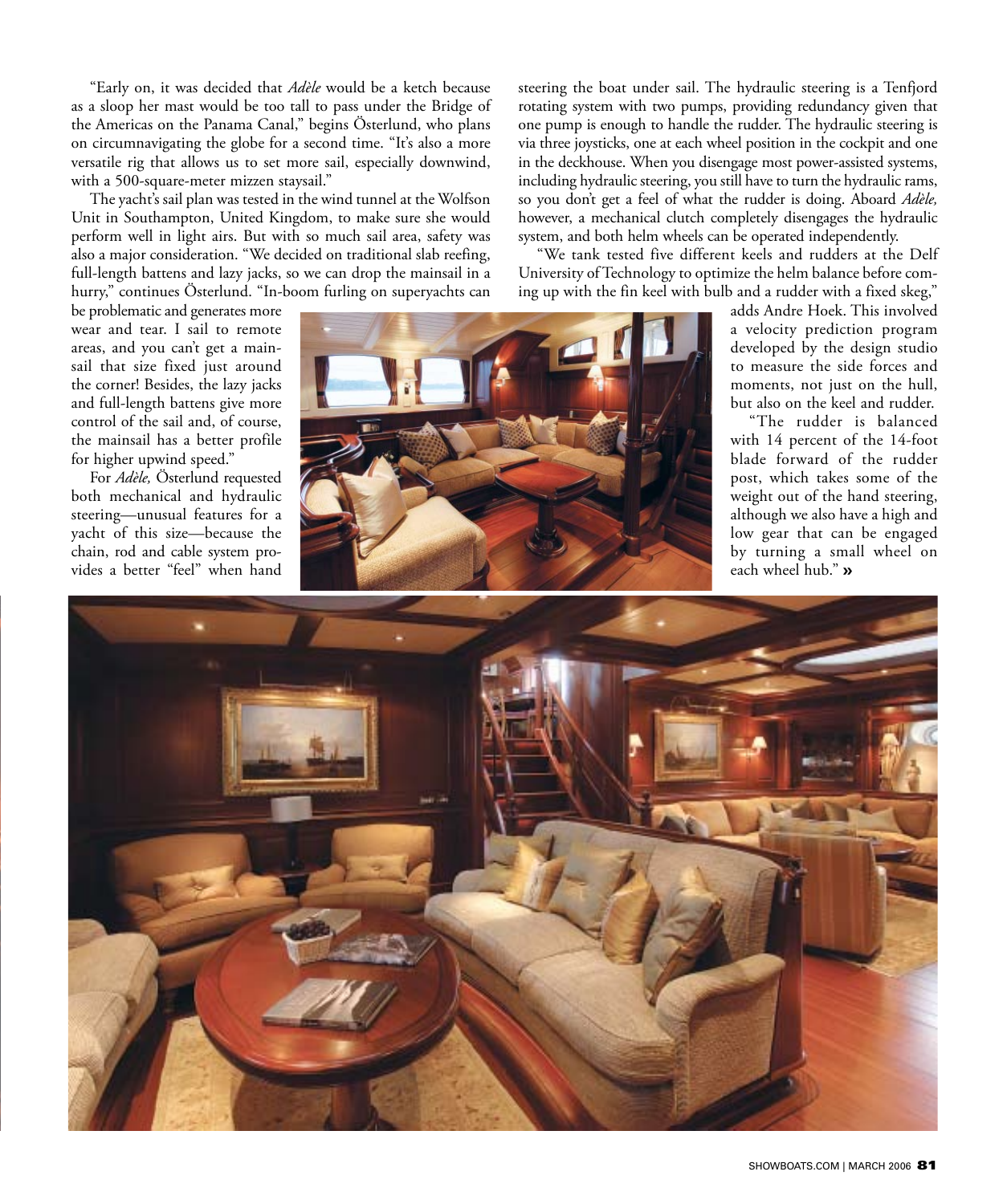"Early on, it was decided that *Adèle* would be a ketch because as a sloop her mast would be too tall to pass under the Bridge of the Americas on the Panama Canal," begins Österlund, who plans on circumnavigating the globe for a second time. "It's also a more versatile rig that allows us to set more sail, especially downwind, with a 500-square-meter mizzen staysail."

The yacht's sail plan was tested in the wind tunnel at the Wolfson Unit in Southampton, United Kingdom, to make sure she would perform well in light airs. But with so much sail area, safety was also a major consideration. "We decided on traditional slab reefing, full-length battens and lazy jacks, so we can drop the mainsail in a hurry," continues Österlund. "In-boom furling on superyachts can be problematic and generates more wear and tear. I sail to remote areas, and you can't get a mainsail that size fixed just around the corner! Besides, the lazy jacks and full-length battens give more control of the sail and, of course, the mainsail has a better profile for higher upwind speed."

For *Adèle,* Österlund requested both mechanical and hydraulic steering—unusual features for a yacht of this size—because the chain, rod and cable system provides a better "feel" when hand steering the boat under sail. The hydraulic steering is a Tenfjord rotating system with two pumps, providing redundancy given that one pump is enough to handle the rudder. The hydraulic steering is via three joysticks, one at each wheel position in the cockpit and one in the deckhouse. When you disengage most power-assisted systems, including hydraulic steering, you still have to turn the hydraulic rams, so you don't get a feel of what the rudder is doing. Aboard *Adèle,* however, a mechanical clutch completely disengages the hydraulic system, and both helm wheels can be operated independently.

"We tank tested five different keels and rudders at the Delf University of Technology to optimize the helm balance before coming up with the fin keel with bulb and a rudder with a fixed skeg," adds Andre Hoek. This involved a velocity prediction program developed by the design studio to measure the side forces and moments, not just on the hull, but also on the keel and rudder.

"The rudder is balanced with 14 percent of the 14-foot blade forward of the rudder post, which takes some of the weight out of the hand steering, although we also have a high and low gear that can be engaged by turning a small wheel on each wheel hub." **»**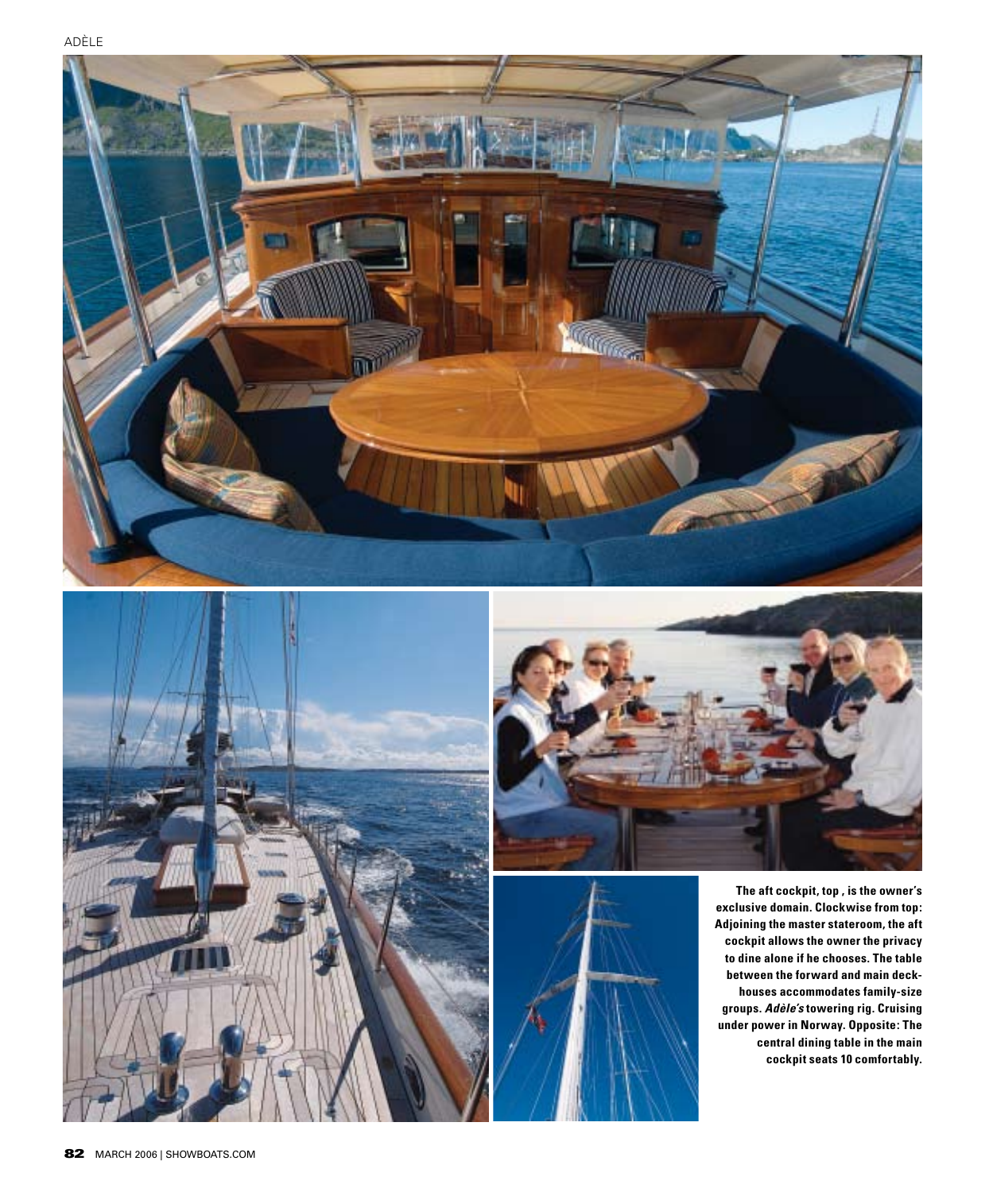**The aft cockpit, top , is the owner's exclusive domain. Clockwise from top: Adjoining the master stateroom, the aft cockpit allows the owner the privacy to dine alone if he chooses. The table between the forward and main deck-houses accommodates family-size groups. *Adèle's* towering rig. Cruising under power in Norway. Opposite: The central dining table in the main cockpit seats 10 comfortably.**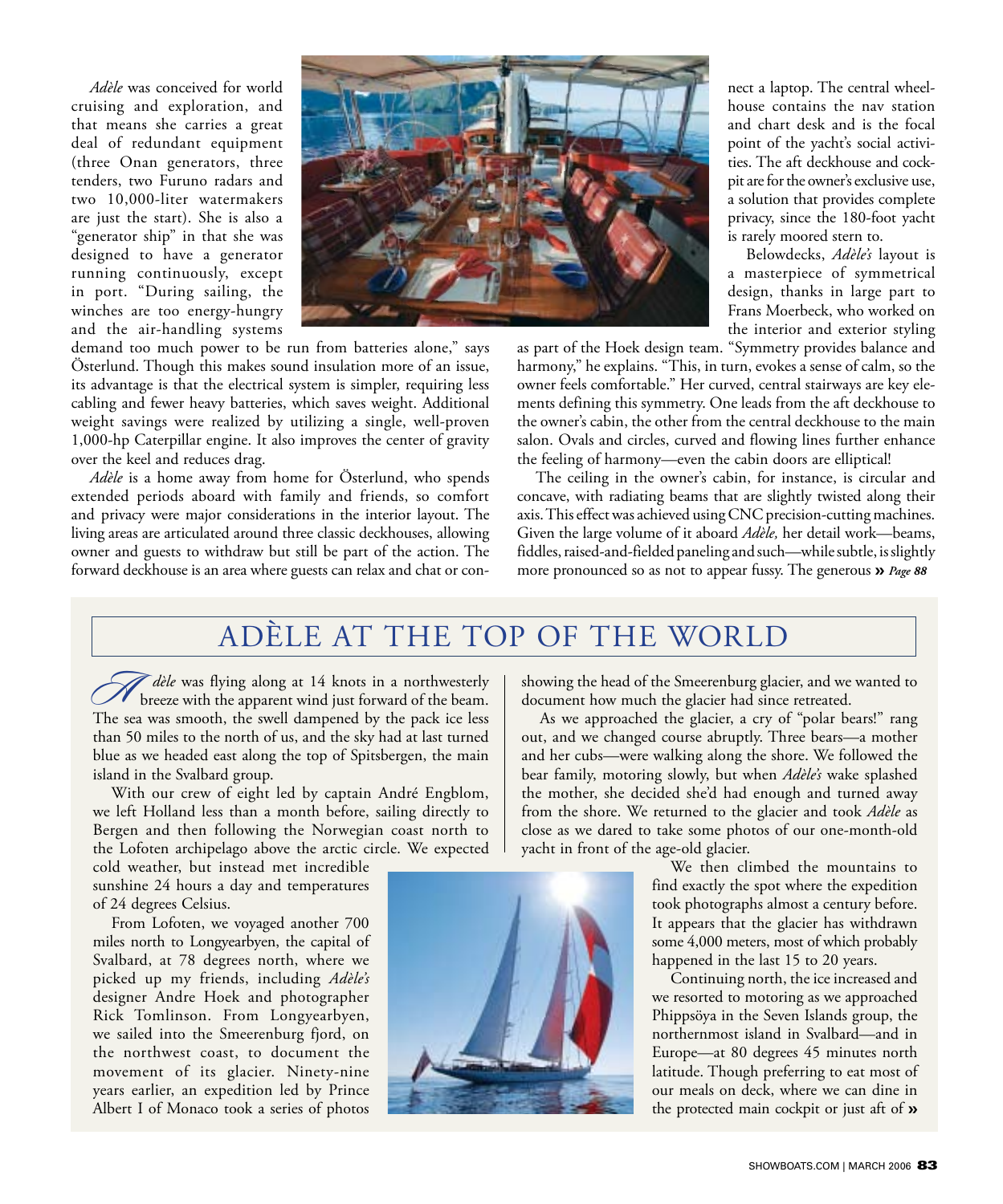*Adèle* was conceived for world cruising and exploration, and that means she carries a great deal of redundant equipment (three Onan generators, three tenders, two Furuno radars and two 10,000-liter watermakers are just the start). She is also a "generator ship" in that she was designed to have a generator running continuously, except in port. "During sailing, the winches are too energy-hungry and the air-handling systems demand too much power to be run from batteries alone," says Österlund. Though this makes sound insulation more of an issue, its advantage is that the electrical system is simpler, requiring less cabling and fewer heavy batteries, which saves weight. Additional weight savings were realized by utilizing a single, well-proven 1,000-hp Caterpillar engine. It also improves the center of gravity over the keel and reduces drag.

*Adèle* is a home away from home for Österlund, who spends extended periods aboard with family and friends, so comfort and privacy were major considerations in the interior layout. The living areas are articulated around three classic deckhouses, allowing owner and guests to withdraw but still be part of the action. The forward deckhouse is an area where guests can relax and chat or connect a laptop. The central wheelhouse contains the nav station and chart desk and is the focal point of the yacht's social activities. The aft deckhouse and cockpit are for the owner's exclusive use, a solution that provides complete privacy, since the 180-foot yacht is rarely moored stern to.

Belowdecks, *Adèle's* layout is a masterpiece of symmetrical design, thanks in large part to Frans Moerbeck, who worked on the interior and exterior styling as part of the Hoek design team. "Symmetry provides balance and harmony," he explains. "This, in turn, evokes a sense of calm, so the owner feels comfortable." Her curved, central stairways are key elements defining this symmetry. One leads from the aft deckhouse to the owner's cabin, the other from the central deckhouse to the main salon. Ovals and circles, curved and flowing lines further enhance the feeling of harmony—even the cabin doors are elliptical!

The ceiling in the owner's cabin, for instance, is circular and concave, with radiating beams that are slightly twisted along their axis. This effect was achieved using CNC precision-cutting machines. Given the large volume of it aboard *Adèle,* her detail work—beams, fiddles, raised-and-fielded paneling and such—while subtle, is slightly more pronounced so as not to appear fussy. The generous **»** ***Page 88***

## ADÈLE AT THE TOP OF THE WORLD

*Adèle* was flying along at 14 knots in a northwesterly breeze with the apparent wind just forward of the beam. The sea was smooth, the swell dampened by the pack ice less than 50 miles to the north of us, and the sky had at last turned blue as we headed east along the top of Spitsbergen, the main island in the Svalbard group.

With our crew of eight led by captain André Englblom, we left Holland less than a month before, sailing directly to Bergen and then following the Norwegian coast north to the Lofoten archipelago above the arctic circle. We expected cold weather, but instead met incredible sunshine 24 hours a day and temperatures of 24 degrees Celsius.

From Lofoten, we voyaged another 700 miles north to Longyearbyen, the capital of Svalbard, at 78 degrees north, where we picked up my friends, including *Adèle's* designer Andre Hoek and photographer Rick Tomlinson. From Longyearbyen, we sailed into the Smeerenburg fjord, on the northwest coast, to document the movement of its glacier. Ninety-nine years earlier, an expedition led by Prince Albert I of Monaco took a series of photos showing the head of the Smeerenburg glacier, and we wanted to document how much the glacier had since retreated.

As we approached the glacier, a cry of "polar bears!" rang out, and we changed course abruptly. Three bears—a mother and her cubs—were walking along the shore. We followed the bear family, motoring slowly, but when *Adèle's* wake splashed the mother, she decided she'd had enough and turned away from the shore. We returned to the glacier and took *Adèle* as close as we dared to take some photos of our one-month-old yacht in front of the age-old glacier.

We then climbed the mountains to find exactly the spot where the expedition took photographs almost a century before. It appears that the glacier has withdrawn some 4,000 meters, most of which probably happened in the last 15 to 20 years.

Continuing north, the ice increased and we resorted to motoring as we approached Phippsöya in the Seven Islands group, the northernmost island in Svalbard—and in Europe—at 80 degrees 45 minutes north latitude. Though preferring to eat most of our meals on deck, where we can dine in the protected main cockpit or just aft of **»**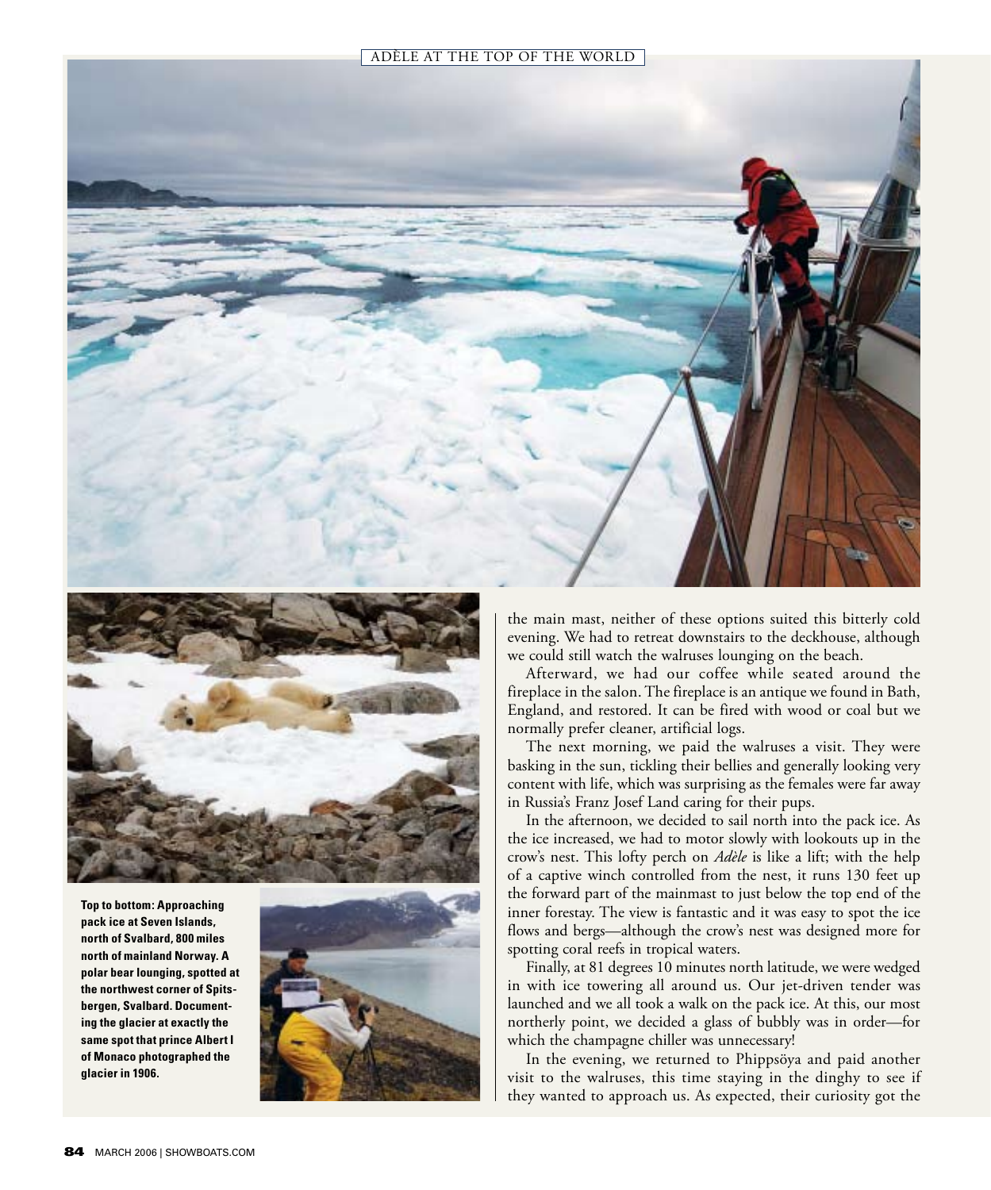**Top to bottom: Approaching pack ice at Seven Islands, north of Svalbard, 800 miles north of mainland Norway. A polar bear lounging, spotted at the northwest corner of Spitsbergen, Svalbard. Documenting the glacier at exactly the same spot that prince Albert I of Monaco photographed the glacier in 1906.**

the main mast, neither of these options suited this bitterly cold evening. We had to retreat downstairs to the deckhouse, although we could still watch the walruses lounging on the beach.

Afterward, we had our coffee while seated around the fireplace in the salon. The fireplace is an antique we found in Bath, England, and restored. It can be fired with wood or coal but we normally prefer cleaner, artificial logs.

The next morning, we paid the walruses a visit. They were basking in the sun, tickling their bellies and generally looking very content with life, which was surprising as the females were far away in Russia's Franz Josef Land caring for their pups.

In the afternoon, we decided to sail north into the pack ice. As the ice increased, we had to motor slowly with lookouts up in the crow's nest. This lofty perch on *Adèle* is like a lift; with the help of a captive winch controlled from the nest, it runs 130 feet up the forward part of the mainmast to just below the top end of the inner forestay. The view is fantastic and it was easy to spot the ice flows and bergs—although the crow's nest was designed more for spotting coral reefs in tropical waters.

Finally, at 81 degrees 10 minutes north latitude, we were wedged in with ice towering all around us. Our jet-driven tender was launched and we all took a walk on the pack ice. At this, our most northerly point, we decided a glass of bubbly was in order—for which the champagne chiller was unnecessary!

In the evening, we returned to Phippsöya and paid another visit to the walruses, this time staying in the dinghy to see if they wanted to approach us. As expected, their curiosity got the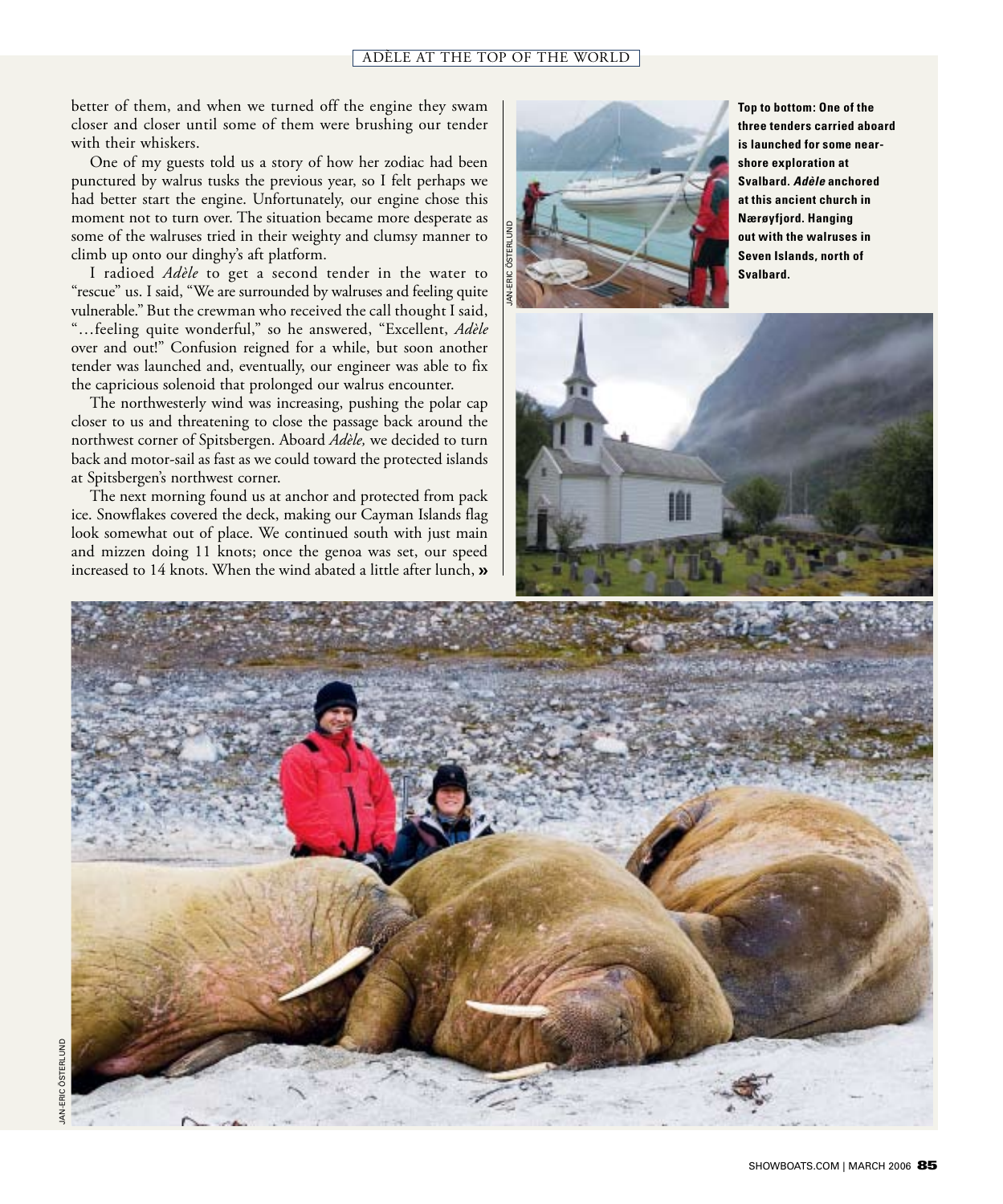better of them, and when we turned off the engine they swam closer and closer until some of them were brushing our tender with their whiskers.

One of my guests told us a story of how her zodiac had been punctured by walrus tusks the previous year, so I felt perhaps we had better start the engine. Unfortunately, our engine chose this moment not to turn over. The situation became more desperate as some of the walruses tried in their weighty and clumsy manner to climb up onto our dinghy's aft platform.

I radioed *Adèle* to get a second tender in the water to "rescue" us. I said, "We are surrounded by walruses and feeling quite vulnerable." But the crewman who received the call thought I said, "…feeling quite wonderful," so he answered, "Excellent, *Adèle* over and out!" Confusion reigned for a while, but soon another tender was launched and, eventually, our engineer was able to fix the capricious solenoid that prolonged our walrus encounter.

The northwesterly wind was increasing, pushing the polar cap closer to us and threatening to close the passage back around the northwest corner of Spitsbergen. Aboard *Adèle,* we decided to turn back and motor-sail as fast as we could toward the protected islands at Spitsbergen's northwest corner.

The next morning found us at anchor and protected from pack ice. Snowflakes covered the deck, making our Cayman Islands flag look somewhat out of place. We continued south with just main and mizzen doing 11 knots; once the genoa was set, our speed increased to 14 knots. When the wind abated a little after lunch, »

**Top to bottom: One of the three tenders carried aboard is launched for some near-shore exploration at Svalbard. *Adèle* anchored at this ancient church in Nærøyfjord. Hanging out with the walruses in Seven Islands, north of Svalbard.**

JAN-ERIC ÖSTERLUND

JAN-ERIC ÖSTERLUND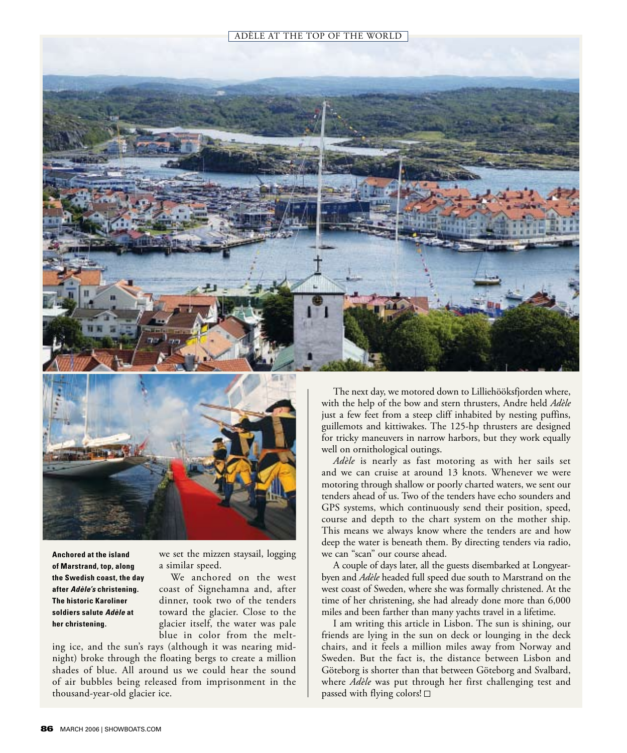**Anchored at the island of Marstrand, top, along the Swedish coast, the day after *Adèle's* christening. The historic Karoliner soldiers salute *Adèle* at her christening.**

we set the mizzen staysail, logging a similar speed.

We anchored on the west coast of Signehamna and, after dinner, took two of the tenders toward the glacier. Close to the glacier itself, the water was pale blue in color from the melting ice, and the sun's rays (although it was nearing midnight) broke through the floating bergs to create a million shades of blue. All around us we could hear the sound of air bubbles being released from imprisonment in the thousand-year-old glacier ice.

The next day, we motored down to Lilliehööksfjorden where, with the help of the bow and stern thrusters, Andre held *Adèle* just a few feet from a steep cliff inhabited by nesting puffins, guillemots and kittiwakes. The 125-hp thrusters are designed for tricky maneuvers in narrow harbors, but they work equally well on ornithological outings.

*Adèle* is nearly as fast motoring as with her sails set and we can cruise at around 13 knots. Whenever we were motoring through shallow or poorly charted waters, we sent our tenders ahead of us. Two of the tenders have echo sounders and GPS systems, which continuously send their position, speed, course and depth to the chart system on the mother ship. This means we always know where the tenders are and how deep the water is beneath them. By directing tenders via radio, we can "scan" our course ahead.

A couple of days later, all the guests disembarked at Longyearbyen and *Adèle* headed full speed due south to Marstrand on the west coast of Sweden, where she was formally christened. At the time of her christening, she had already done more than 6,000 miles and been farther than many yachts travel in a lifetime.

I am writing this article in Lisbon. The sun is shining, our friends are lying in the sun on deck or lounging in the deck chairs, and it feels a million miles away from Norway and Sweden. But the fact is, the distance between Lisbon and Göteborg is shorter than that between Göteborg and Svalbard, where *Adèle* was put through her first challenging test and passed with flying colors! □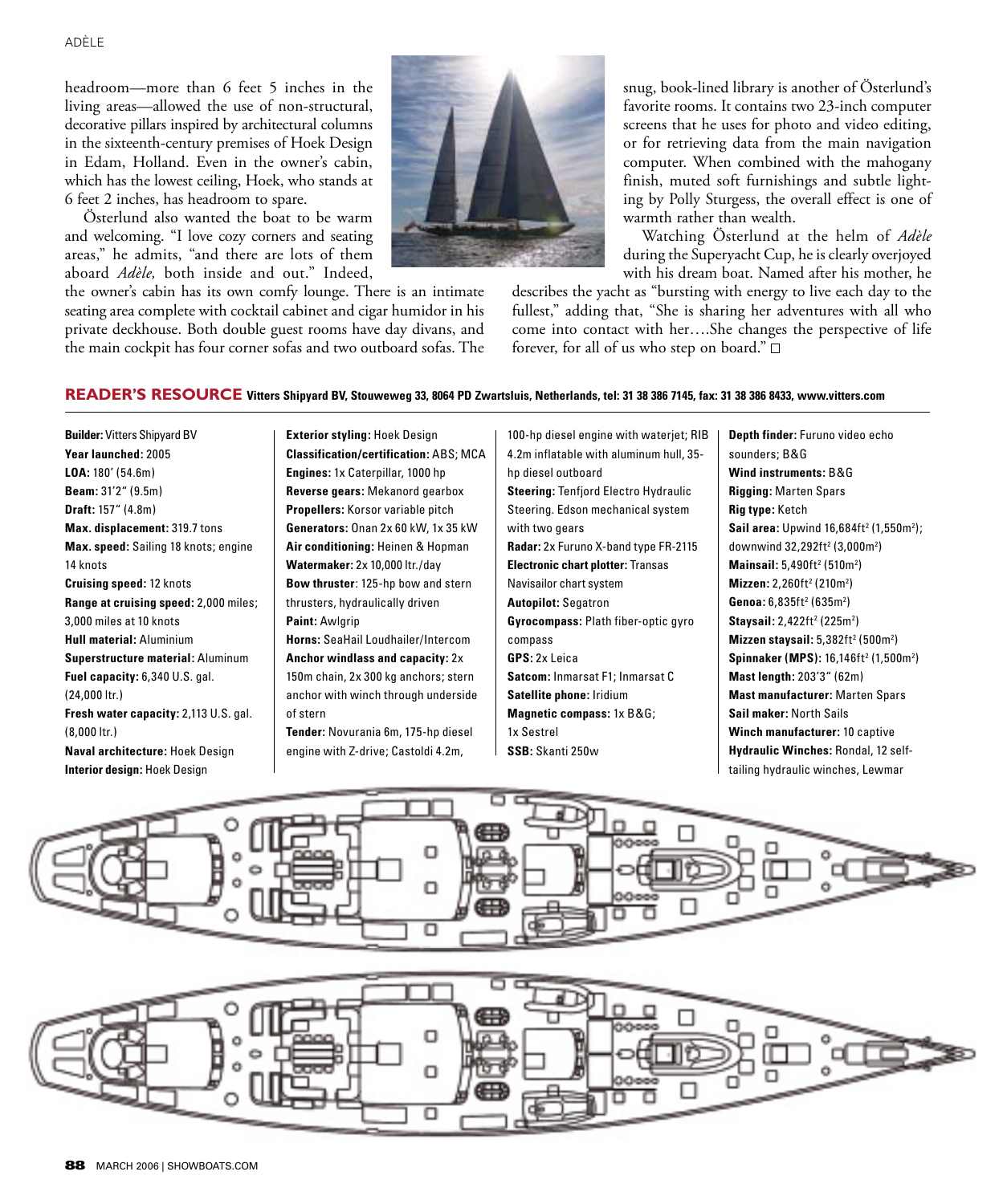headroom—more than 6 feet 5 inches in the living areas—allowed the use of non-structural, decorative pillars inspired by architectural columns in the sixteenth-century premises of Hoek Design in Edam, Holland. Even in the owner's cabin, which has the lowest ceiling, Hoek, who stands at 6 feet 2 inches, has headroom to spare.

Österlund also wanted the boat to be warm and welcoming. "I love cozy corners and seating areas," he admits, "and there are lots of them aboard *Adèle,* both inside and out." Indeed, the owner's cabin has its own comfy lounge. There is an intimate seating area complete with cocktail cabinet and cigar humidor in his private deckhouse. Both double guest rooms have day divans, and the main cockpit has four corner sofas and two outboard sofas. The snug, book-lined library is another of Österlund's favorite rooms. It contains two 23-inch computer screens that he uses for photo and video editing, or for retrieving data from the main navigation computer. When combined with the mahogany finish, muted soft furnishings and subtle lighting by Polly Sturgess, the overall effect is one of warmth rather than wealth.

Watching Österlund at the helm of *Adèle* during the Superyacht Cup, he is clearly overjoyed with his dream boat. Named after his mother, he describes the yacht as "bursting with energy to live each day to the fullest," adding that, "She is sharing her adventures with all who come into contact with her….She changes the perspective of life forever, for all of us who step on board." □

## READER'S RESOURCE **Vitters Shipyard BV, Stouweweg 33, 8064 PD Zwartsluis, Netherlands, tel: 31 38 386 7145, fax: 31 38 386 8433, www.vitters.com**

**Builder:** Vitters Shipyard BV
**Year launched:** 2005
**LOA:** 180' (54.6m)
**Beam:** 31'2" (9.5m)
**Draft:** 157" (4.8m)
**Max. displacement:** 319.7 tons
**Max. speed:** Sailing 18 knots; engine 14 knots
**Cruising speed:** 12 knots
**Range at cruising speed:** 2,000 miles; 3,000 miles at 10 knots
**Hull material:** Aluminium
**Superstructure material:** Aluminum
**Fuel capacity:** 6,340 U.S. gal. (24,000 ltr.)
**Fresh water capacity:** 2,113 U.S. gal. (8,000 ltr.)
**Naval architecture:** Hoek Design
**Interior design:** Hoek Design
**Exterior styling:** Hoek Design
**Classification/certification:** ABS; MCA
**Engines:** 1x Caterpillar, 1000 hp
**Reverse gears:** Mekanord gearbox
**Propellers:** Korsor variable pitch
**Generators:** Onan 2x 60 kW, 1x 35 kW
**Air conditioning:** Heinen & Hopman
**Watermaker:** 2x 10,000 ltr./day
**Bow thruster**: 125-hp bow and stern thrusters, hydraulically driven
**Paint:** Awlgrip
**Horns:** SeaHail Loudhailer/Intercom
**Anchor windlass and capacity:** 2x 150m chain, 2x 300 kg anchors; stern anchor with winch through underside of stern
**Tender:** Novurania 6m, 175-hp diesel engine with Z-drive; Castoldi 4.2m, 100-hp diesel engine with waterjet; RIB 4.2m inflatable with aluminum hull, 35-hp diesel outboard
**Steering:** Tenfjord Electro Hydraulic Steering. Edson mechanical system with two gears
**Radar:** 2x Furuno X-band type FR-2115
**Electronic chart plotter:** Transas Navisailor chart system
**Autopilot:** Segatron
**Gyrocompass:** Plath fiber-optic gyro compass
**GPS:** 2x Leica
**Satcom:** Inmarsat F1; Inmarsat C
**Satellite phone:** Iridium
**Magnetic compass:** 1x B&G; 1x Sestrel
**SSB:** Skanti 250w
**Depth finder:** Furuno video echo sounders; B&G
**Wind instruments:** B&G
**Rigging:** Marten Spars
**Rig type:** Ketch
**Sail area:** Upwind 16,684ft² (1,550m²); downwind 32,292ft² (3,000m²)
**Mainsail:** 5,490ft² (510m²)
**Mizzen:** 2,260ft² (210m²)
**Genoa:** 6,835ft² (635m²)
**Staysail:** 2,422ft² (225m²)
**Mizzen staysail:** 5,382ft² (500m²)
**Spinnaker (MPS):** 16,146ft² (1,500m²)
**Mast length:** 203'3" (62m)
**Mast manufacturer:** Marten Spars
**Sail maker:** North Sails
**Winch manufacturer:** 10 captive
**Hydraulic Winches:** Rondal, 12 self-tailing hydraulic winches, Lewmar